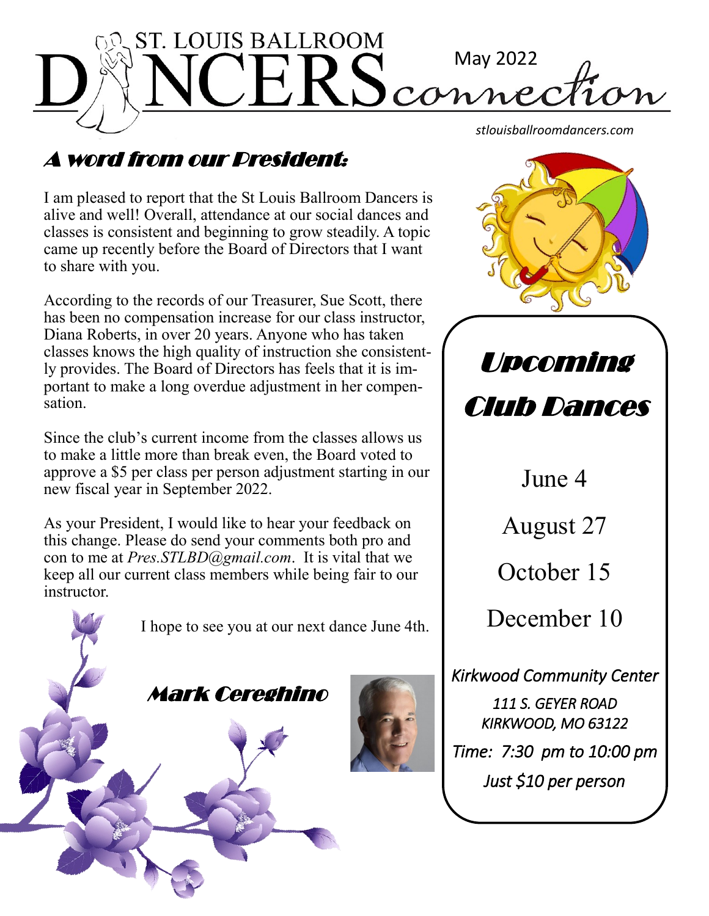# ST. LOUIS BALLROOM DANCERS connection

May 2022

*stlouisballroomdancers.com*

## A word from our President:

I am pleased to report that the St Louis Ballroom Dancers is alive and well! Overall, attendance at our social dances and classes is consistent and beginning to grow steadily. A topic came up recently before the Board of Directors that I want to share with you.

According to the records of our Treasurer, Sue Scott, there has been no compensation increase for our class instructor, Diana Roberts, in over 20 years. Anyone who has taken classes knows the high quality of instruction she consistently provides. The Board of Directors has feels that it is important to make a long overdue adjustment in her compensation.

Since the club's current income from the classes allows us to make a little more than break even, the Board voted to approve a $5 per class per person adjustment starting in our new fiscal year in September 2022.

As your President, I would like to hear your feedback on this change. Please do send your comments both pro and con to me at *Pres.STLBD@gmail.com*. It is vital that we keep all our current class members while being fair to our instructor.

I hope to see you at our next dance June 4th.

**Mark Cereghino**

## Upcoming Club Dances

June 4

August 27

October 15

December 10

*Kirkwood Community Center*

*111 S. GEYER ROAD*
*KIRKWOOD, MO 63122*

*Time: 7:30 pm to 10:00 pm*

*Just $10 per person*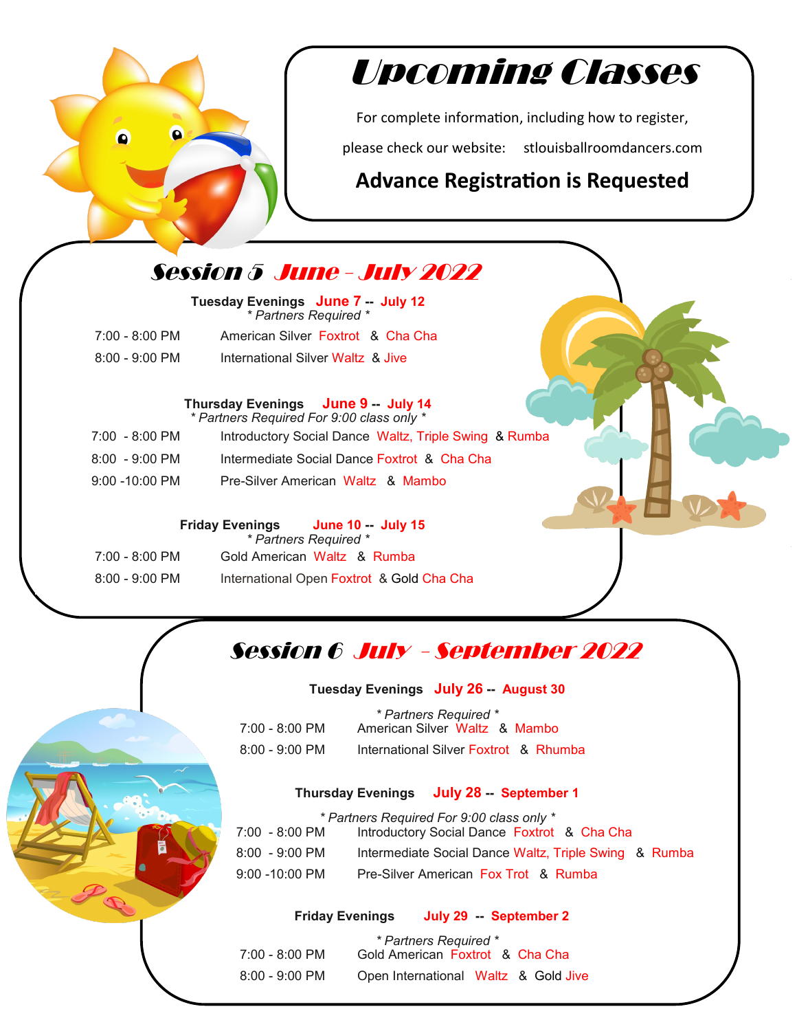# Upcoming Classes

For complete information, including how to register,

please check our website: stlouisballroomdancers.com

**Advance Registration is Requested**

## Session 5 June - July 2022

**Tuesday Evenings** **June 7 -- July 12**
*\* Partners Required \**

| | |
|---|---|
| 7:00 - 8:00 PM | American Silver Foxtrot & Cha Cha |
| 8:00 - 9:00 PM | International Silver Waltz & Jive |

**Thursday Evenings** **June 9 -- July 14**
*\* Partners Required For 9:00 class only \**

| | |
|---|---|
| 7:00 - 8:00 PM | Introductory Social Dance Waltz, Triple Swing & Rumba |
| 8:00 - 9:00 PM | Intermediate Social Dance Foxtrot & Cha Cha |
| 9:00 -10:00 PM | Pre-Silver American Waltz & Mambo |

**Friday Evenings** **June 10 -- July 15**
*\* Partners Required \**

| | |
|---|---|
| 7:00 - 8:00 PM | Gold American Waltz & Rumba |
| 8:00 - 9:00 PM | International Open Foxtrot & Gold Cha Cha |

## Session 6 July - September 2022

**Tuesday Evenings** **July 26 -- August 30**
*\* Partners Required \**

| | |
|---|---|
| 7:00 - 8:00 PM | American Silver Waltz & Mambo |
| 8:00 - 9:00 PM | International Silver Foxtrot & Rhumba |

**Thursday Evenings** **July 28 -- September 1**
*\* Partners Required For 9:00 class only \**

| | |
|---|---|
| 7:00 - 8:00 PM | Introductory Social Dance Foxtrot & Cha Cha |
| 8:00 - 9:00 PM | Intermediate Social Dance Waltz, Triple Swing & Rumba |
| 9:00 -10:00 PM | Pre-Silver American Fox Trot & Rumba |

**Friday Evenings** **July 29 -- September 2**
*\* Partners Required \**

| | |
|---|---|
| 7:00 - 8:00 PM | Gold American Foxtrot & Cha Cha |
| 8:00 - 9:00 PM | Open International Waltz & Gold Jive |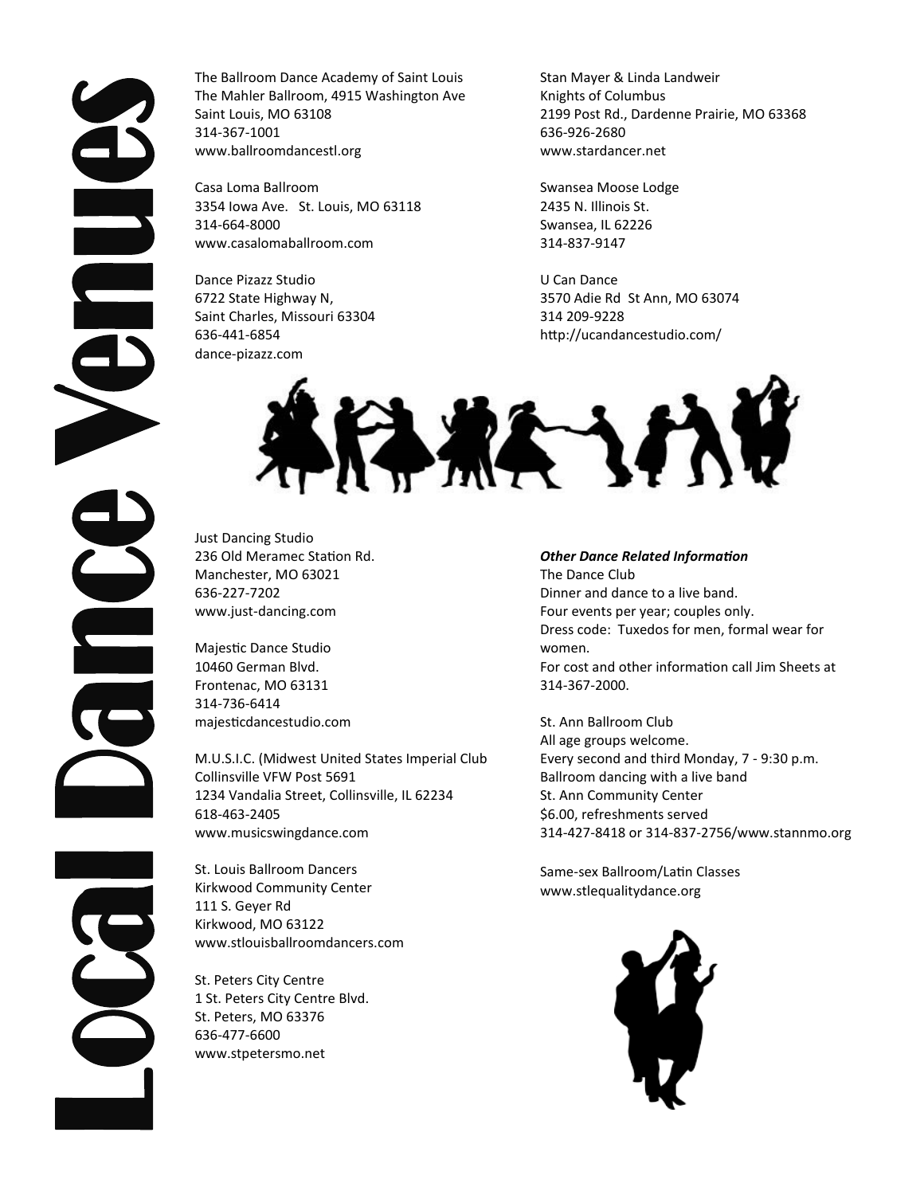# Local Dance Venues

The Ballroom Dance Academy of Saint Louis
The Mahler Ballroom, 4915 Washington Ave
Saint Louis, MO 63108
314-367-1001
www.ballroomdancestl.org

Casa Loma Ballroom
3354 Iowa Ave. St. Louis, MO 63118
314-664-8000
www.casalomaballroom.com

Dance Pizazz Studio
6722 State Highway N,
Saint Charles, Missouri 63304
636-441-6854
dance-pizazz.com

Stan Mayer & Linda Landweir
Knights of Columbus
2199 Post Rd., Dardenne Prairie, MO 63368
636-926-2680
www.stardancer.net

Swansea Moose Lodge
2435 N. Illinois St.
Swansea, IL 62226
314-837-9147

U Can Dance
3570 Adie Rd St Ann, MO 63074
314 209-9228
http://ucandancestudio.com/

Just Dancing Studio
236 Old Meramec Station Rd.
Manchester, MO 63021
636-227-7202
www.just-dancing.com

Majestic Dance Studio
10460 German Blvd.
Frontenac, MO 63131
314-736-6414
majesticdancestudio.com

M.U.S.I.C. (Midwest United States Imperial Club
Collinsville VFW Post 5691
1234 Vandalia Street, Collinsville, IL 62234
618-463-2405
www.musicswingdance.com

St. Louis Ballroom Dancers
Kirkwood Community Center
111 S. Geyer Rd
Kirkwood, MO 63122
www.stlouisballroomdancers.com

St. Peters City Centre
1 St. Peters City Centre Blvd.
St. Peters, MO 63376
636-477-6600
www.stpetersmo.net

***Other Dance Related Information***

The Dance Club
Dinner and dance to a live band.
Four events per year; couples only.
Dress code: Tuxedos for men, formal wear for women.
For cost and other information call Jim Sheets at 314-367-2000.

St. Ann Ballroom Club
All age groups welcome.
Every second and third Monday, 7 - 9:30 p.m.
Ballroom dancing with a live band
St. Ann Community Center
$6.00, refreshments served
314-427-8418 or 314-837-2756/www.stannmo.org

Same-sex Ballroom/Latin Classes
www.stlequalitydance.org